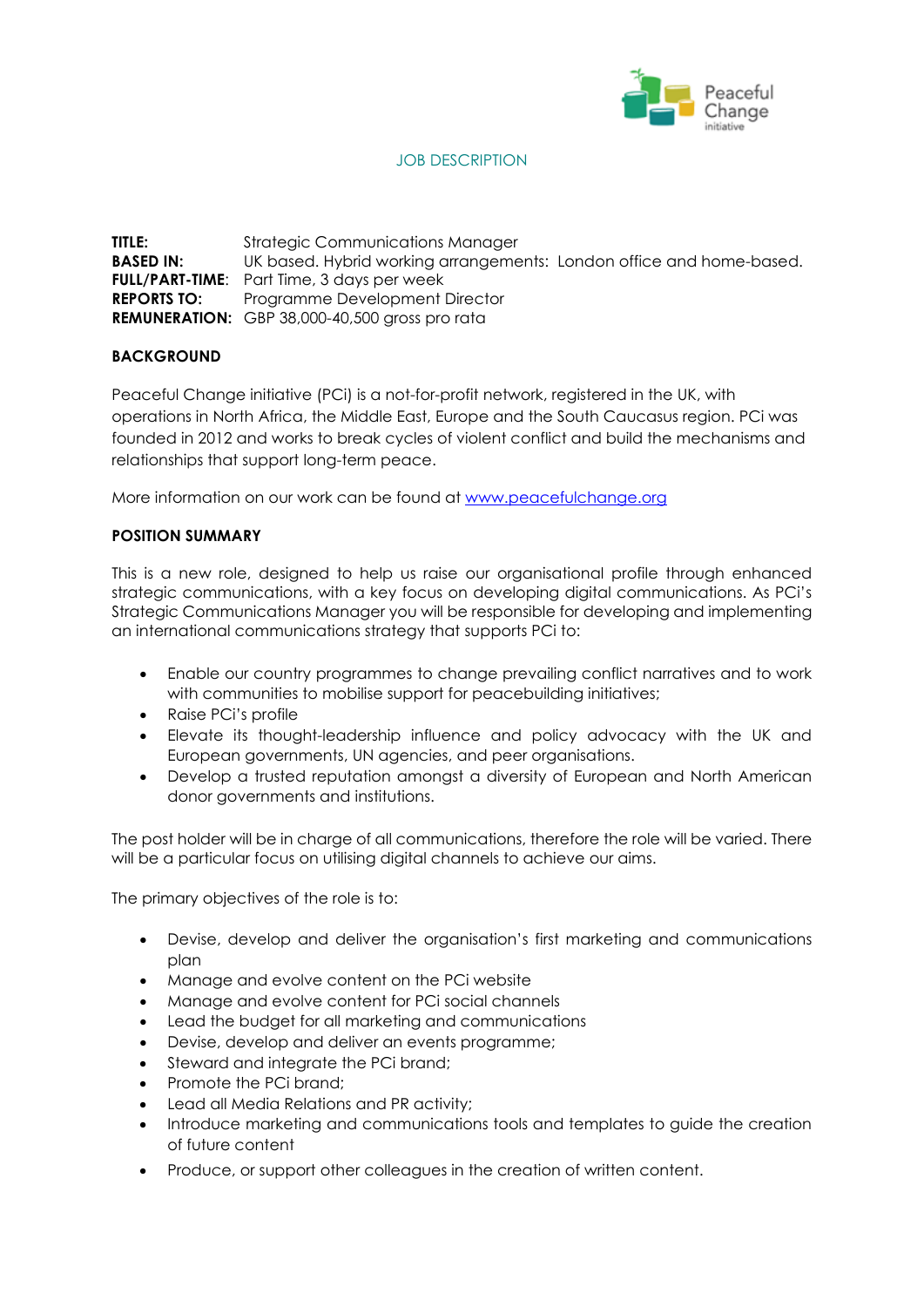JOB DESCRIPTION

**TITLE:** Strategic Communications Manager
**BASED IN:** UK based. Hybrid working arrangements: London office and home-based.
**FULL/PART-TIME**: Part Time, 3 days per week
**REPORTS TO:** Programme Development Director
**REMUNERATION:** GBP 38,000-40,500 gross pro rata

## BACKGROUND

Peaceful Change initiative (PCi) is a not-for-profit network, registered in the UK, with operations in North Africa, the Middle East, Europe and the South Caucasus region. PCi was founded in 2012 and works to break cycles of violent conflict and build the mechanisms and relationships that support long-term peace.

More information on our work can be found at www.peacefulchange.org

## POSITION SUMMARY

This is a new role, designed to help us raise our organisational profile through enhanced strategic communications, with a key focus on developing digital communications. As PCi's Strategic Communications Manager you will be responsible for developing and implementing an international communications strategy that supports PCi to:

- Enable our country programmes to change prevailing conflict narratives and to work with communities to mobilise support for peacebuilding initiatives;
- Raise PCi's profile
- Elevate its thought-leadership influence and policy advocacy with the UK and European governments, UN agencies, and peer organisations.
- Develop a trusted reputation amongst a diversity of European and North American donor governments and institutions.

The post holder will be in charge of all communications, therefore the role will be varied. There will be a particular focus on utilising digital channels to achieve our aims.

The primary objectives of the role is to:

- Devise, develop and deliver the organisation's first marketing and communications plan
- Manage and evolve content on the PCi website
- Manage and evolve content for PCi social channels
- Lead the budget for all marketing and communications
- Devise, develop and deliver an events programme;
- Steward and integrate the PCi brand;
- Promote the PCi brand;
- Lead all Media Relations and PR activity;
- Introduce marketing and communications tools and templates to guide the creation of future content
- Produce, or support other colleagues in the creation of written content.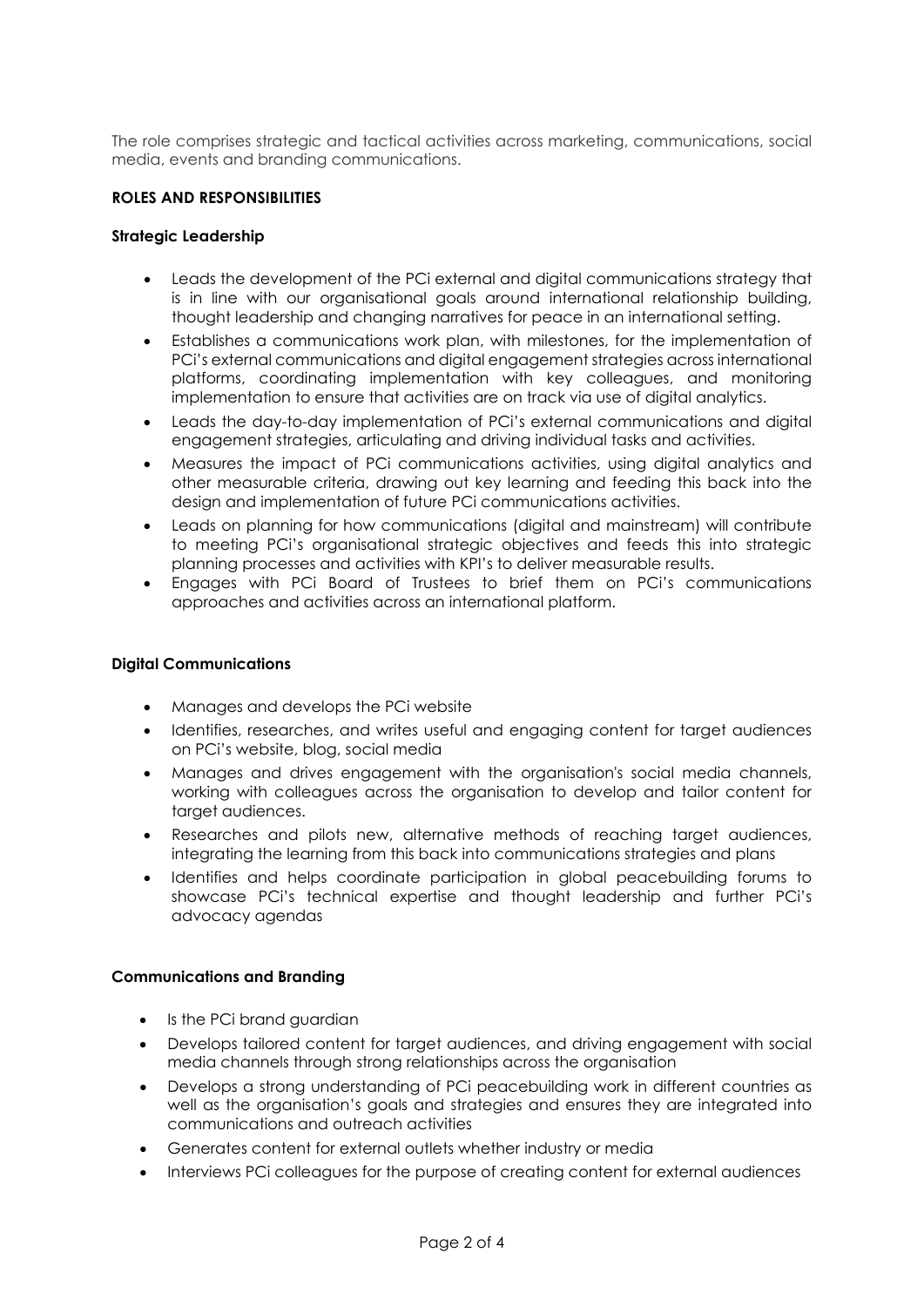The role comprises strategic and tactical activities across marketing, communications, social media, events and branding communications.

**ROLES AND RESPONSIBILITIES**

**Strategic Leadership**

- Leads the development of the PCi external and digital communications strategy that is in line with our organisational goals around international relationship building, thought leadership and changing narratives for peace in an international setting.
- Establishes a communications work plan, with milestones, for the implementation of PCi's external communications and digital engagement strategies across international platforms, coordinating implementation with key colleagues, and monitoring implementation to ensure that activities are on track via use of digital analytics.
- Leads the day-to-day implementation of PCi's external communications and digital engagement strategies, articulating and driving individual tasks and activities.
- Measures the impact of PCi communications activities, using digital analytics and other measurable criteria, drawing out key learning and feeding this back into the design and implementation of future PCi communications activities.
- Leads on planning for how communications (digital and mainstream) will contribute to meeting PCi's organisational strategic objectives and feeds this into strategic planning processes and activities with KPI's to deliver measurable results.
- Engages with PCi Board of Trustees to brief them on PCi's communications approaches and activities across an international platform.

**Digital Communications**

- Manages and develops the PCi website
- Identifies, researches, and writes useful and engaging content for target audiences on PCi's website, blog, social media
- Manages and drives engagement with the organisation's social media channels, working with colleagues across the organisation to develop and tailor content for target audiences.
- Researches and pilots new, alternative methods of reaching target audiences, integrating the learning from this back into communications strategies and plans
- Identifies and helps coordinate participation in global peacebuilding forums to showcase PCi's technical expertise and thought leadership and further PCi's advocacy agendas

**Communications and Branding**

- Is the PCi brand guardian
- Develops tailored content for target audiences, and driving engagement with social media channels through strong relationships across the organisation
- Develops a strong understanding of PCi peacebuilding work in different countries as well as the organisation's goals and strategies and ensures they are integrated into communications and outreach activities
- Generates content for external outlets whether industry or media
- Interviews PCi colleagues for the purpose of creating content for external audiences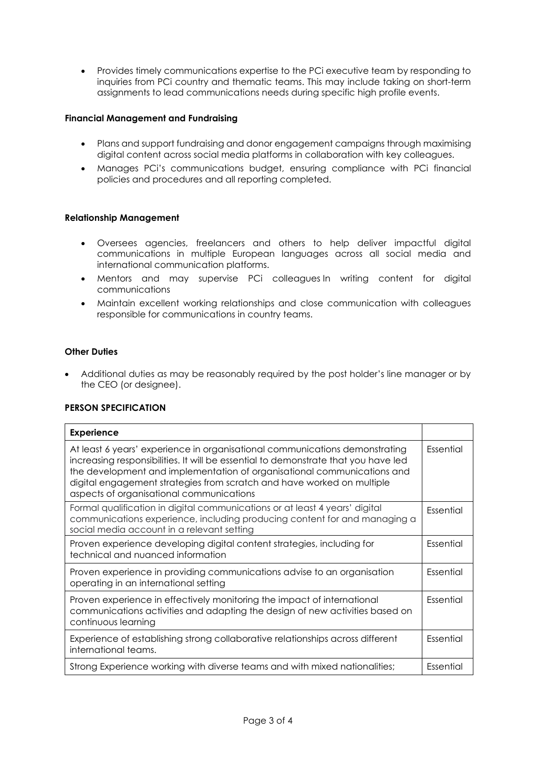- Provides timely communications expertise to the PCi executive team by responding to inquiries from PCi country and thematic teams. This may include taking on short-term assignments to lead communications needs during specific high profile events.

**Financial Management and Fundraising**

- Plans and support fundraising and donor engagement campaigns through maximising digital content across social media platforms in collaboration with key colleagues.
- Manages PCi's communications budget, ensuring compliance with PCi financial policies and procedures and all reporting completed.

**Relationship Management**

- Oversees agencies, freelancers and others to help deliver impactful digital communications in multiple European languages across all social media and international communication platforms.
- Mentors and may supervise PCi colleagues In writing content for digital communications
- Maintain excellent working relationships and close communication with colleagues responsible for communications in country teams.

**Other Duties**

- Additional duties as may be reasonably required by the post holder's line manager or by the CEO (or designee).

**PERSON SPECIFICATION**

| **Experience** | |
|---|---|
| At least 6 years' experience in organisational communications demonstrating increasing responsibilities. It will be essential to demonstrate that you have led the development and implementation of organisational communications and digital engagement strategies from scratch and have worked on multiple aspects of organisational communications | Essential |
| Formal qualification in digital communications or at least 4 years' digital communications experience, including producing content for and managing a social media account in a relevant setting | Essential |
| Proven experience developing digital content strategies, including for technical and nuanced information | Essential |
| Proven experience in providing communications advise to an organisation operating in an international setting | Essential |
| Proven experience in effectively monitoring the impact of international communications activities and adapting the design of new activities based on continuous learning | Essential |
| Experience of establishing strong collaborative relationships across different international teams. | Essential |
| Strong Experience working with diverse teams and with mixed nationalities; | Essential |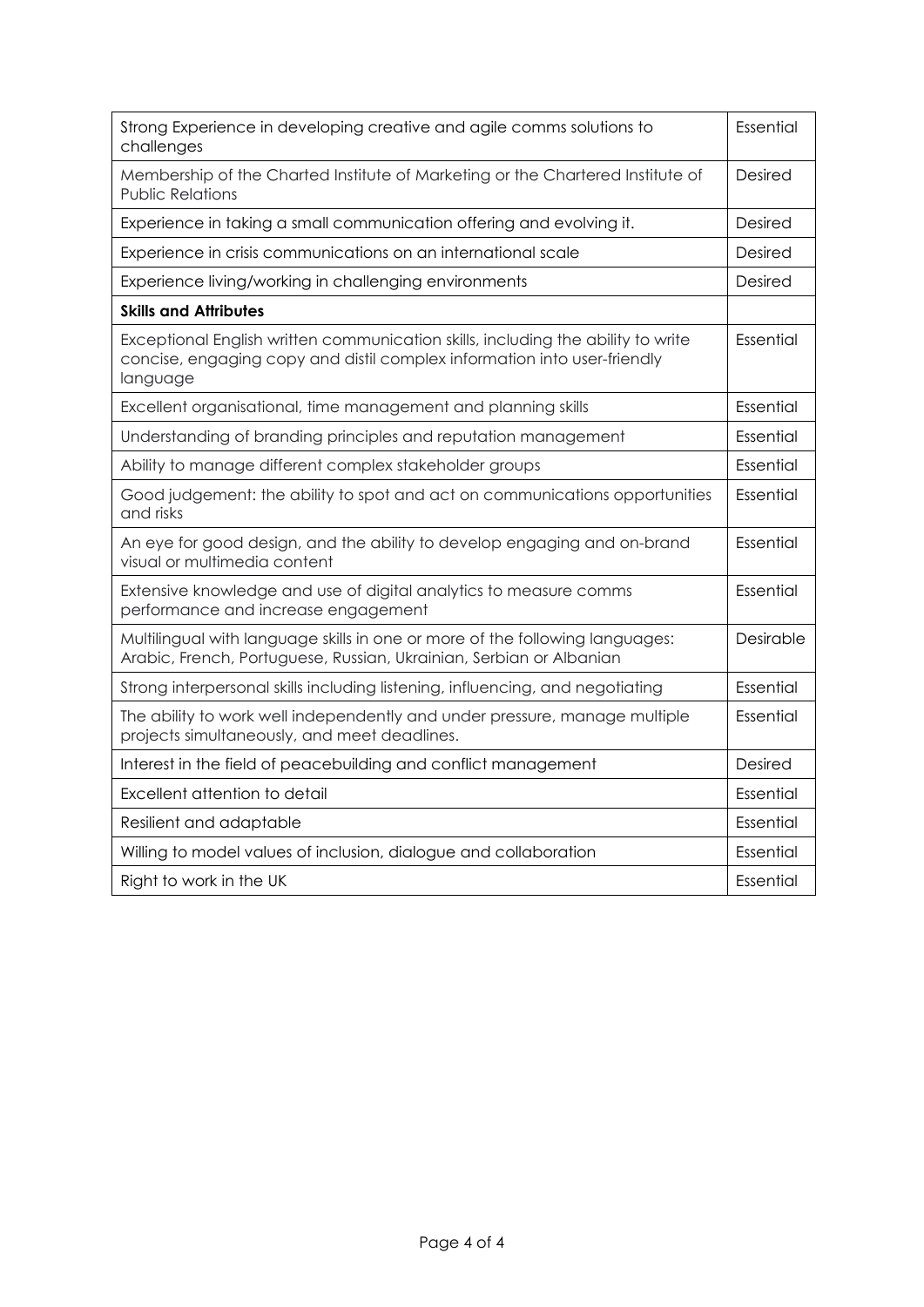| | |
|---|---|
| Strong Experience in developing creative and agile comms solutions to challenges | Essential |
| Membership of the Charted Institute of Marketing or the Chartered Institute of Public Relations | Desired |
| Experience in taking a small communication offering and evolving it. | Desired |
| Experience in crisis communications on an international scale | Desired |
| Experience living/working in challenging environments | Desired |
| **Skills and Attributes** | |
| Exceptional English written communication skills, including the ability to write concise, engaging copy and distil complex information into user-friendly language | Essential |
| Excellent organisational, time management and planning skills | Essential |
| Understanding of branding principles and reputation management | Essential |
| Ability to manage different complex stakeholder groups | Essential |
| Good judgement: the ability to spot and act on communications opportunities and risks | Essential |
| An eye for good design, and the ability to develop engaging and on-brand visual or multimedia content | Essential |
| Extensive knowledge and use of digital analytics to measure comms performance and increase engagement | Essential |
| Multilingual with language skills in one or more of the following languages: Arabic, French, Portuguese, Russian, Ukrainian, Serbian or Albanian | Desirable |
| Strong interpersonal skills including listening, influencing, and negotiating | Essential |
| The ability to work well independently and under pressure, manage multiple projects simultaneously, and meet deadlines. | Essential |
| Interest in the field of peacebuilding and conflict management | Desired |
| Excellent attention to detail | Essential |
| Resilient and adaptable | Essential |
| Willing to model values of inclusion, dialogue and collaboration | Essential |
| Right to work in the UK | Essential |